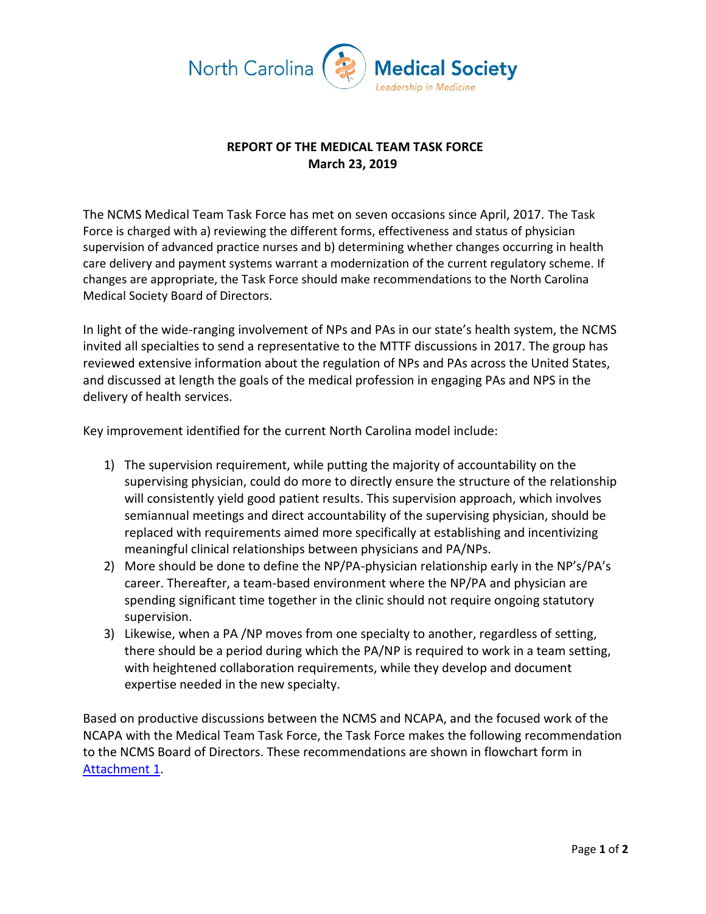North Carolina Medical Society

*Leadership in Medicine*

**REPORT OF THE MEDICAL TEAM TASK FORCE**
**March 23, 2019**

The NCMS Medical Team Task Force has met on seven occasions since April, 2017. The Task Force is charged with a) reviewing the different forms, effectiveness and status of physician supervision of advanced practice nurses and b) determining whether changes occurring in health care delivery and payment systems warrant a modernization of the current regulatory scheme. If changes are appropriate, the Task Force should make recommendations to the North Carolina Medical Society Board of Directors.

In light of the wide-ranging involvement of NPs and PAs in our state's health system, the NCMS invited all specialties to send a representative to the MTTF discussions in 2017. The group has reviewed extensive information about the regulation of NPs and PAs across the United States, and discussed at length the goals of the medical profession in engaging PAs and NPS in the delivery of health services.

Key improvement identified for the current North Carolina model include:

1) The supervision requirement, while putting the majority of accountability on the supervising physician, could do more to directly ensure the structure of the relationship will consistently yield good patient results. This supervision approach, which involves semiannual meetings and direct accountability of the supervising physician, should be replaced with requirements aimed more specifically at establishing and incentivizing meaningful clinical relationships between physicians and PA/NPs.
2) More should be done to define the NP/PA-physician relationship early in the NP's/PA's career. Thereafter, a team-based environment where the NP/PA and physician are spending significant time together in the clinic should not require ongoing statutory supervision.
3) Likewise, when a PA /NP moves from one specialty to another, regardless of setting, there should be a period during which the PA/NP is required to work in a team setting, with heightened collaboration requirements, while they develop and document expertise needed in the new specialty.

Based on productive discussions between the NCMS and NCAPA, and the focused work of the NCAPA with the Medical Team Task Force, the Task Force makes the following recommendation to the NCMS Board of Directors. These recommendations are shown in flowchart form in Attachment 1.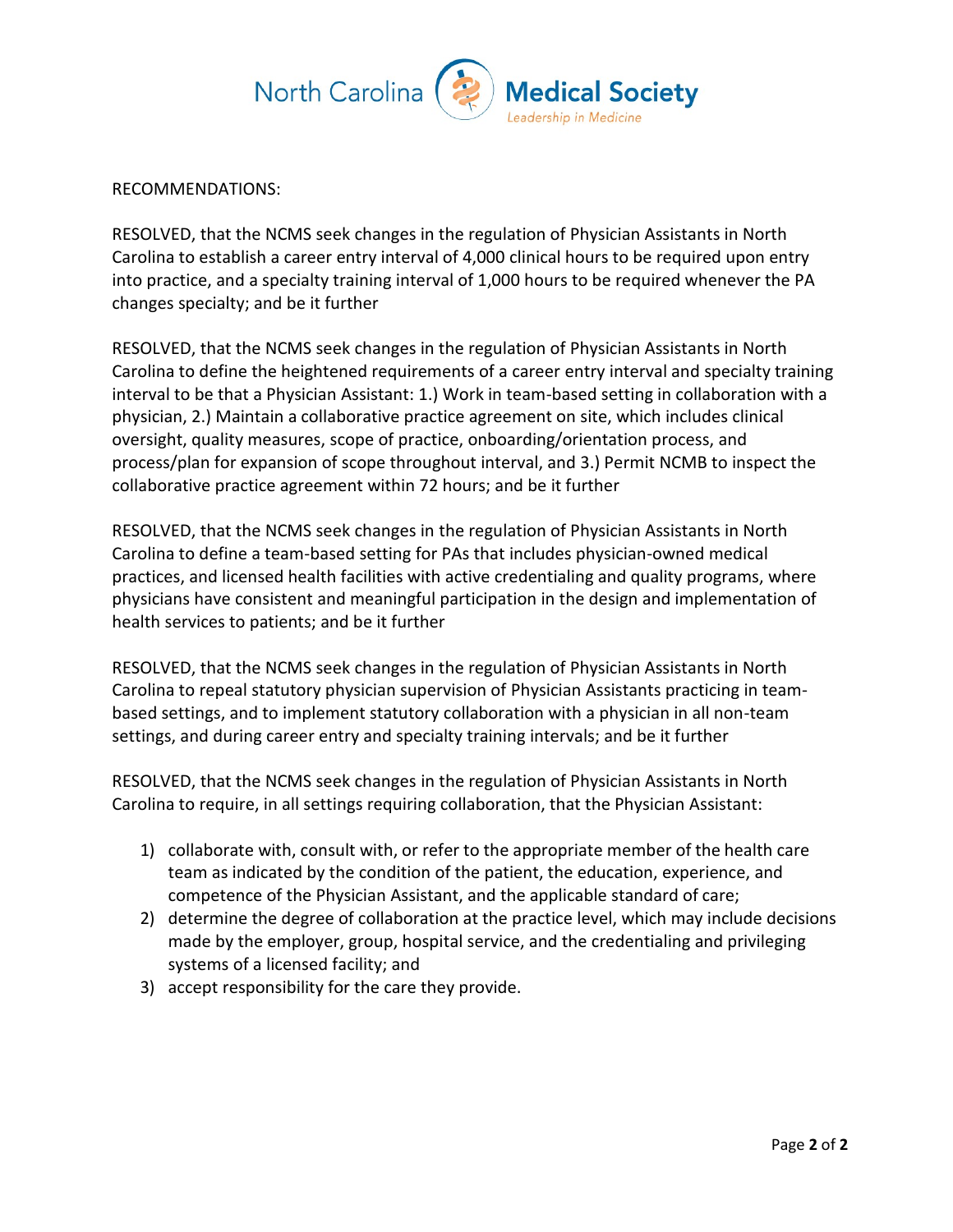RECOMMENDATIONS:

RESOLVED, that the NCMS seek changes in the regulation of Physician Assistants in North Carolina to establish a career entry interval of 4,000 clinical hours to be required upon entry into practice, and a specialty training interval of 1,000 hours to be required whenever the PA changes specialty; and be it further

RESOLVED, that the NCMS seek changes in the regulation of Physician Assistants in North Carolina to define the heightened requirements of a career entry interval and specialty training interval to be that a Physician Assistant: 1.) Work in team-based setting in collaboration with a physician, 2.) Maintain a collaborative practice agreement on site, which includes clinical oversight, quality measures, scope of practice, onboarding/orientation process, and process/plan for expansion of scope throughout interval, and 3.) Permit NCMB to inspect the collaborative practice agreement within 72 hours; and be it further

RESOLVED, that the NCMS seek changes in the regulation of Physician Assistants in North Carolina to define a team-based setting for PAs that includes physician-owned medical practices, and licensed health facilities with active credentialing and quality programs, where physicians have consistent and meaningful participation in the design and implementation of health services to patients; and be it further

RESOLVED, that the NCMS seek changes in the regulation of Physician Assistants in North Carolina to repeal statutory physician supervision of Physician Assistants practicing in team-based settings, and to implement statutory collaboration with a physician in all non-team settings, and during career entry and specialty training intervals; and be it further

RESOLVED, that the NCMS seek changes in the regulation of Physician Assistants in North Carolina to require, in all settings requiring collaboration, that the Physician Assistant:

1) collaborate with, consult with, or refer to the appropriate member of the health care team as indicated by the condition of the patient, the education, experience, and competence of the Physician Assistant, and the applicable standard of care;
2) determine the degree of collaboration at the practice level, which may include decisions made by the employer, group, hospital service, and the credentialing and privileging systems of a licensed facility; and
3) accept responsibility for the care they provide.